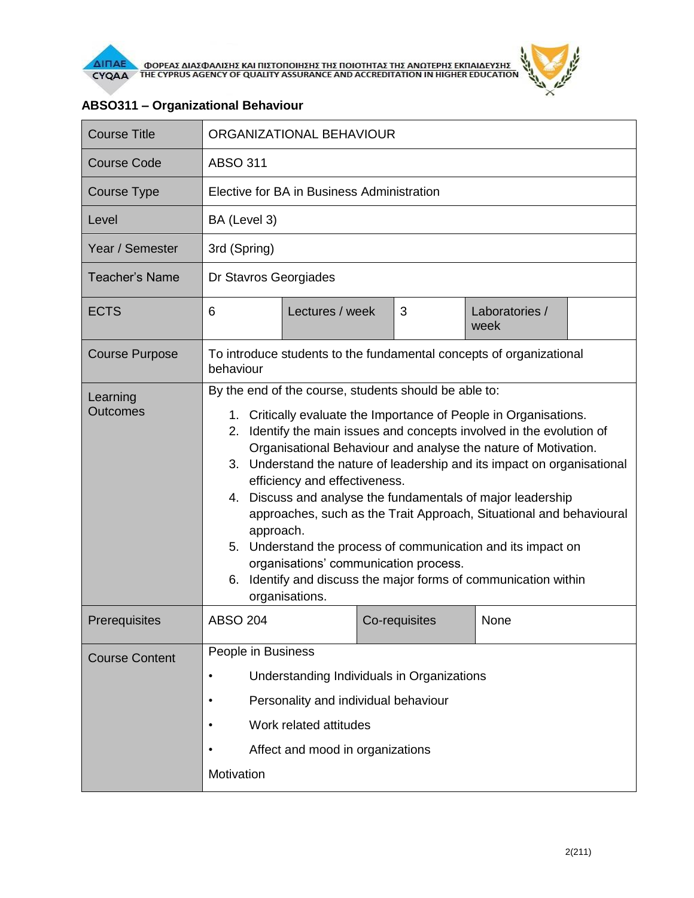## ABSO311 – Organizational Behaviour

| Course Title | ORGANIZATIONAL BEHAVIOUR | | | | |
|---|---|---|---|---|---|
| Course Code | ABSO 311 | | | | |
| Course Type | Elective for BA in Business Administration | | | | |
| Level | BA (Level 3) | | | | |
| Year / Semester | 3rd (Spring) | | | | |
| Teacher's Name | Dr Stavros Georgiades | | | | |
| ECTS | 6 | Lectures / week | 3 | Laboratories / week | |
| Course Purpose | To introduce students to the fundamental concepts of organizational behaviour | | | | |
| Learning Outcomes | By the end of the course, students should be able to:<br>1. Critically evaluate the Importance of People in Organisations.<br>2. Identify the main issues and concepts involved in the evolution of Organisational Behaviour and analyse the nature of Motivation.<br>3. Understand the nature of leadership and its impact on organisational efficiency and effectiveness.<br>4. Discuss and analyse the fundamentals of major leadership approaches, such as the Trait Approach, Situational and behavioural approach.<br>5. Understand the process of communication and its impact on organisations' communication process.<br>6. Identify and discuss the major forms of communication within organisations. | | | | |
| Prerequisites | ABSO 204 | Co-requisites | None | | |
| Course Content | People in Business<br>• Understanding Individuals in Organizations<br>• Personality and individual behaviour<br>• Work related attitudes<br>• Affect and mood in organizations<br>Motivation | | | | |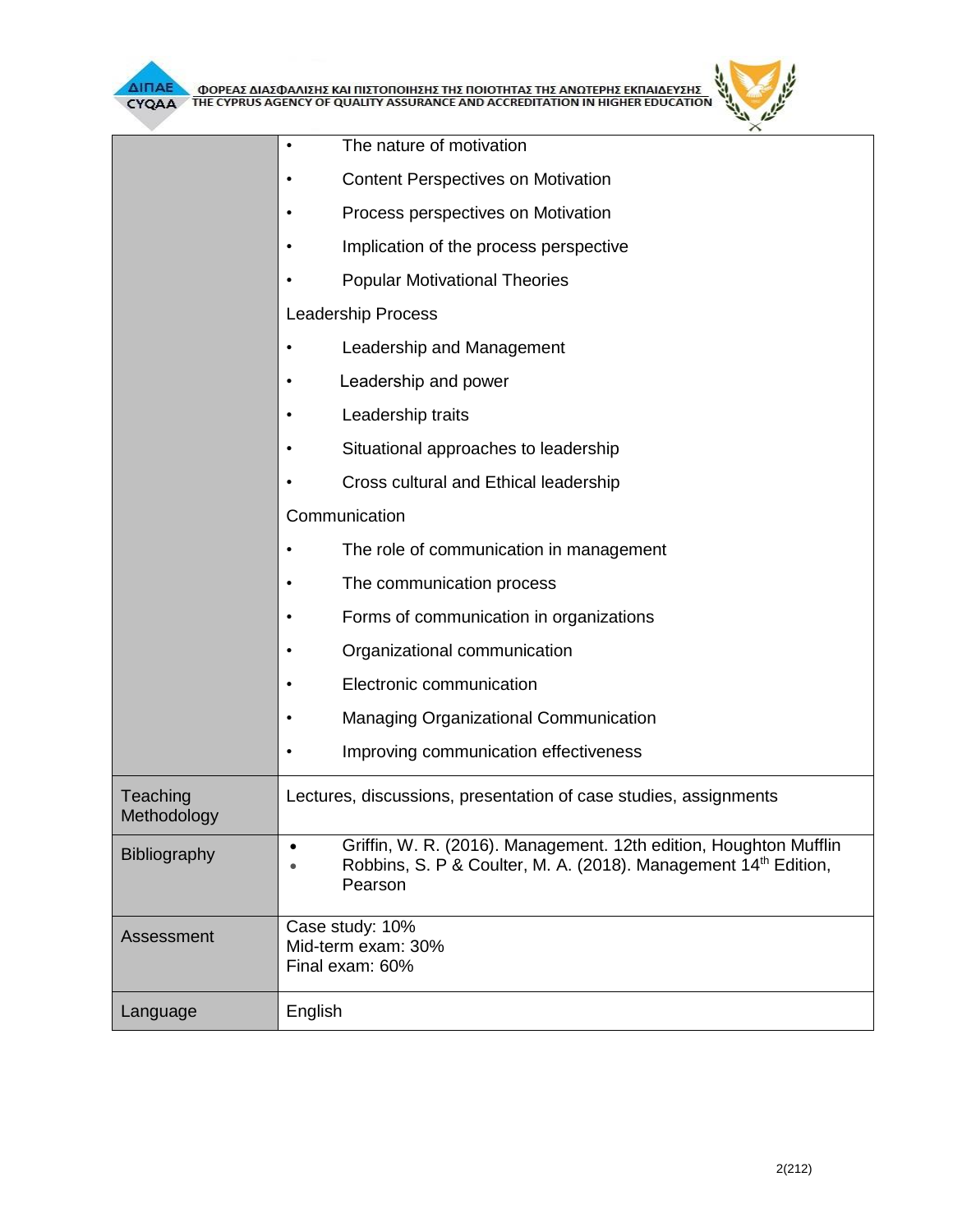| | |
|---|---|
| | • The nature of motivation<br>• Content Perspectives on Motivation<br>• Process perspectives on Motivation<br>• Implication of the process perspective<br>• Popular Motivational Theories<br>Leadership Process<br>• Leadership and Management<br>• Leadership and power<br>• Leadership traits<br>• Situational approaches to leadership<br>• Cross cultural and Ethical leadership<br>Communication<br>• The role of communication in management<br>• The communication process<br>• Forms of communication in organizations<br>• Organizational communication<br>• Electronic communication<br>• Managing Organizational Communication<br>• Improving communication effectiveness |
| Teaching Methodology | Lectures, discussions, presentation of case studies, assignments |
| Bibliography | • Griffin, W. R. (2016). Management. 12th edition, Houghton Mufflin<br>• Robbins, S. P & Coulter, M. A. (2018). Management 14th Edition, Pearson |
| Assessment | Case study: 10%<br>Mid-term exam: 30%<br>Final exam: 60% |
| Language | English |